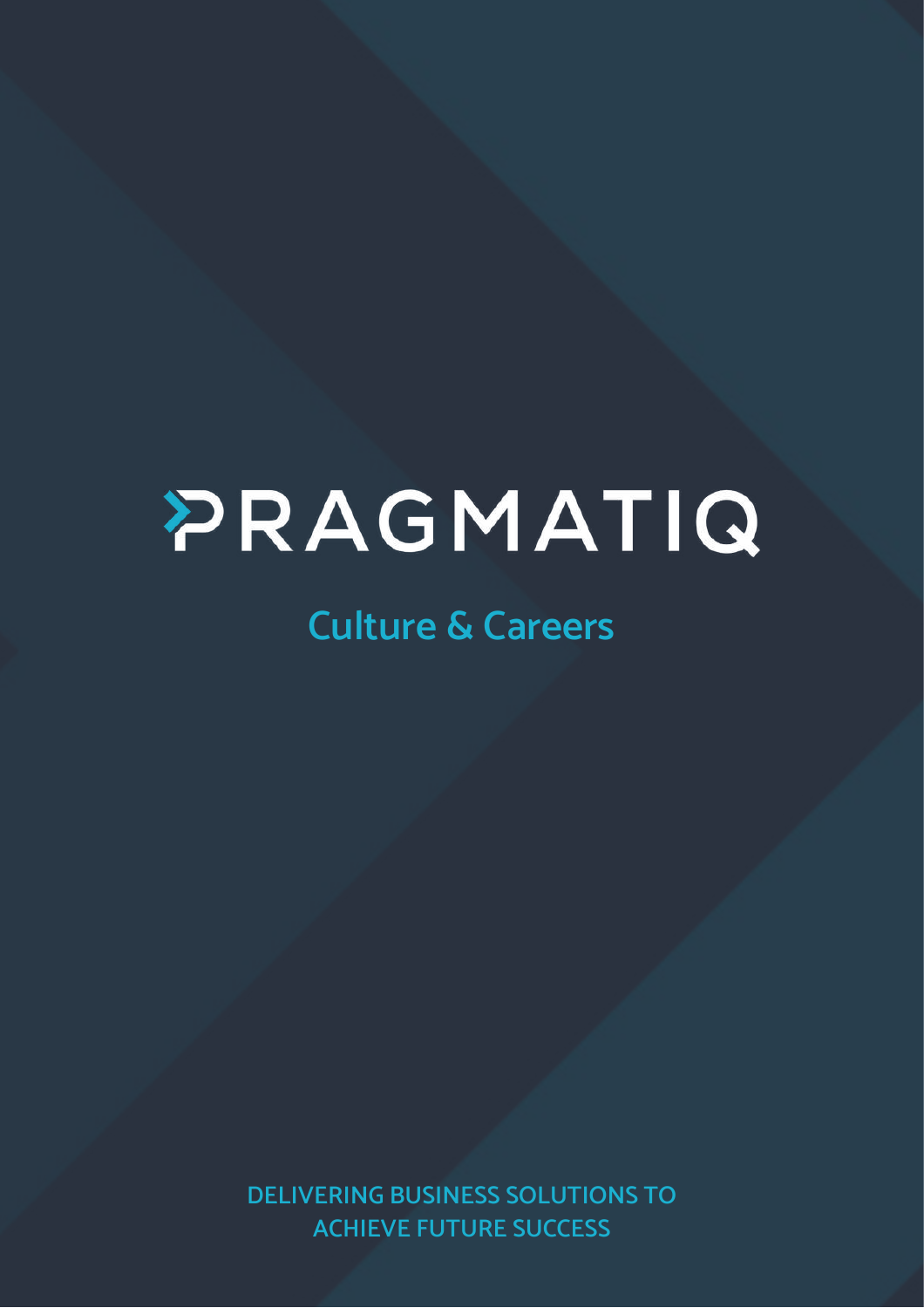# PRAGMATIQ

## Culture & Careers

DELIVERING BUSINESS SOLUTIONS TO ACHIEVE FUTURE SUCCESS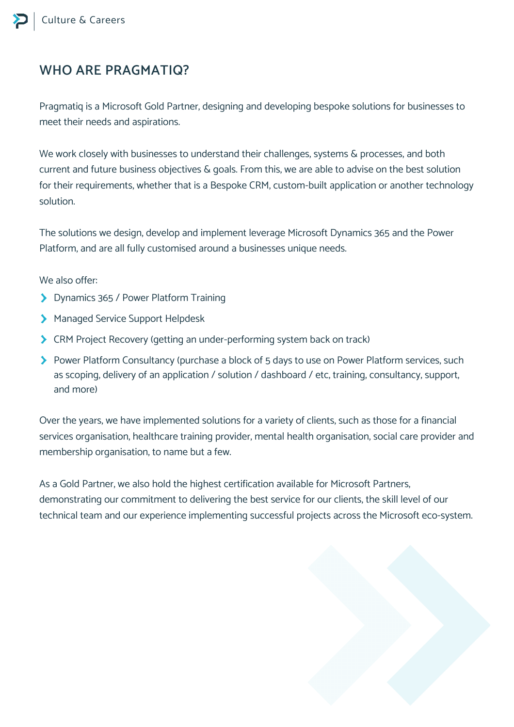## WHO ARE PRAGMATIQ?

Pragmatiq is a Microsoft Gold Partner, designing and developing bespoke solutions for businesses to meet their needs and aspirations.

We work closely with businesses to understand their challenges, systems & processes, and both current and future business objectives & goals. From this, we are able to advise on the best solution for their requirements, whether that is a Bespoke CRM, custom-built application or another technology solution.

The solutions we design, develop and implement leverage Microsoft Dynamics 365 and the Power Platform, and are all fully customised around a businesses unique needs.

We also offer:

- Dynamics 365 / Power Platform Training
- Managed Service Support Helpdesk
- CRM Project Recovery (getting an under-performing system back on track)
- Power Platform Consultancy (purchase a block of 5 days to use on Power Platform services, such as scoping, delivery of an application / solution / dashboard / etc, training, consultancy, support, and more)

Over the years, we have implemented solutions for a variety of clients, such as those for a financial services organisation, healthcare training provider, mental health organisation, social care provider and membership organisation, to name but a few.

As a Gold Partner, we also hold the highest certification available for Microsoft Partners, demonstrating our commitment to delivering the best service for our clients, the skill level of our technical team and our experience implementing successful projects across the Microsoft eco-system.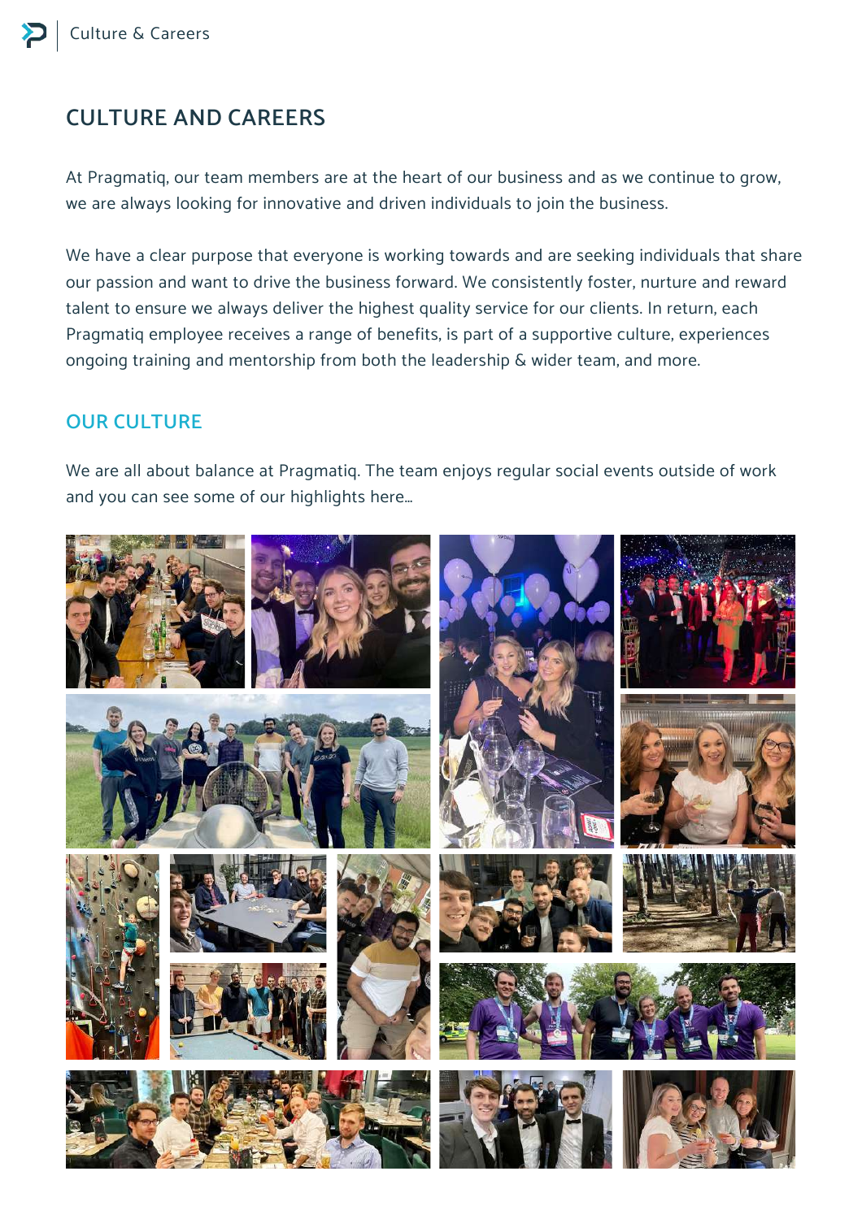# CULTURE AND CAREERS

At Pragmatiq, our team members are at the heart of our business and as we continue to grow, we are always looking for innovative and driven individuals to join the business.

We have a clear purpose that everyone is working towards and are seeking individuals that share our passion and want to drive the business forward. We consistently foster, nurture and reward talent to ensure we always deliver the highest quality service for our clients. In return, each Pragmatiq employee receives a range of benefits, is part of a supportive culture, experiences ongoing training and mentorship from both the leadership & wider team, and more.

## OUR CULTURE

We are all about balance at Pragmatiq. The team enjoys regular social events outside of work and you can see some of our highlights here...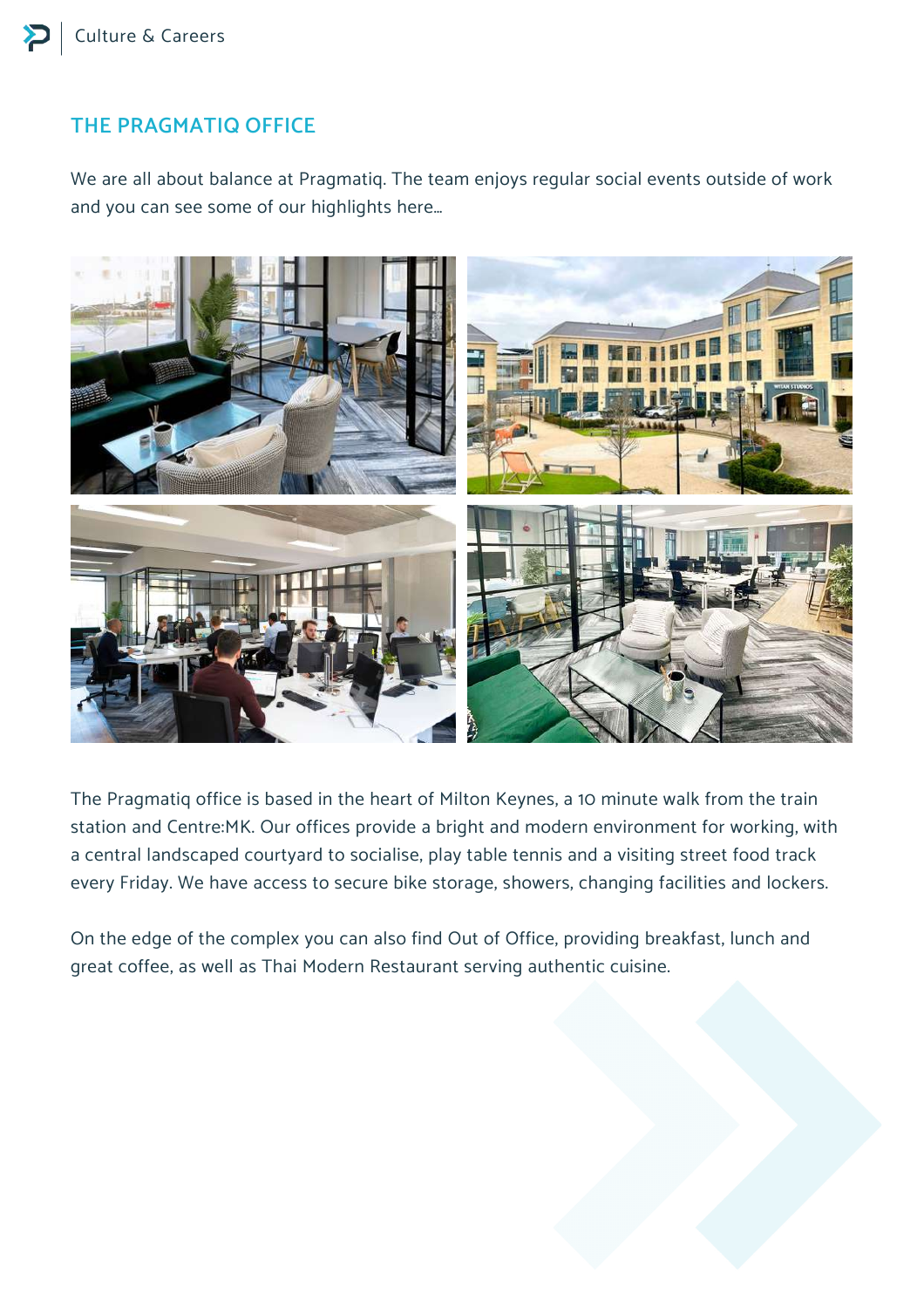## THE PRAGMATIQ OFFICE

We are all about balance at Pragmatiq. The team enjoys regular social events outside of work and you can see some of our highlights here...

The Pragmatiq office is based in the heart of Milton Keynes, a 10 minute walk from the train station and Centre:MK. Our offices provide a bright and modern environment for working, with a central landscaped courtyard to socialise, play table tennis and a visiting street food track every Friday. We have access to secure bike storage, showers, changing facilities and lockers.

On the edge of the complex you can also find Out of Office, providing breakfast, lunch and great coffee, as well as Thai Modern Restaurant serving authentic cuisine.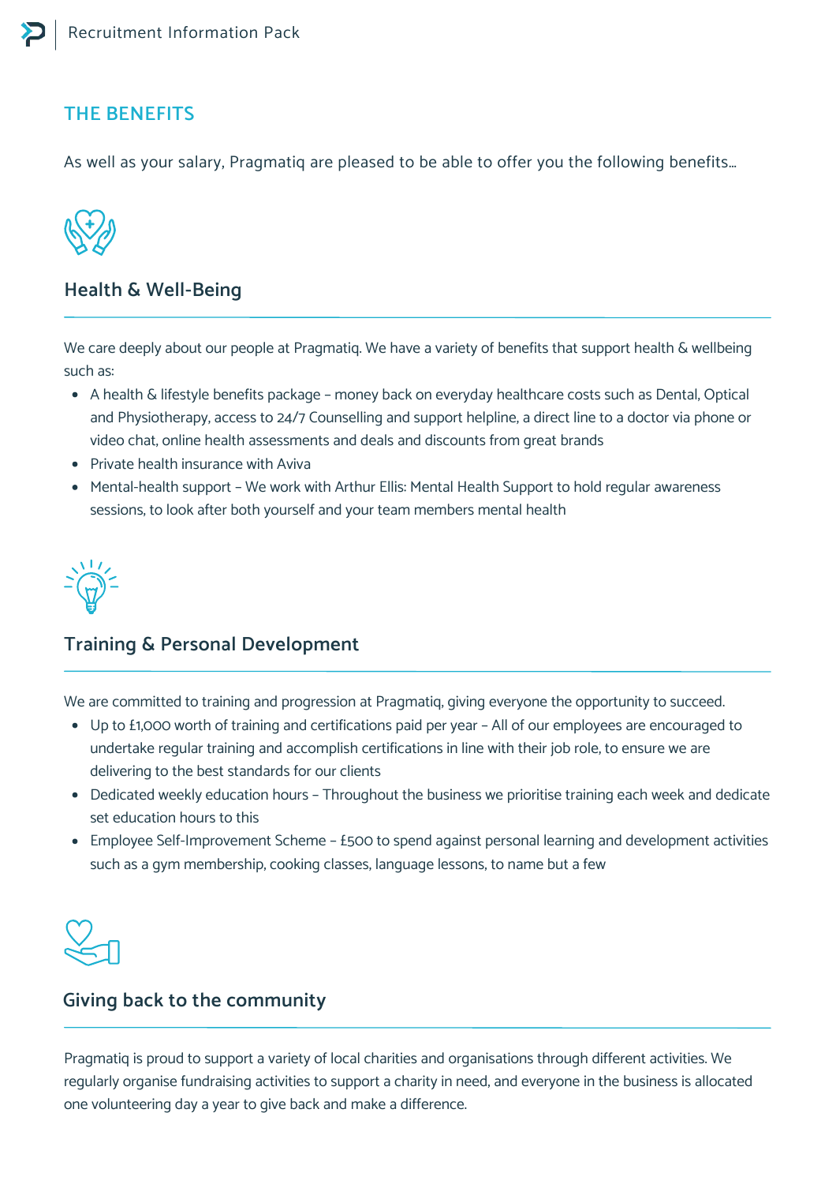## THE BENEFITS

As well as your salary, Pragmatiq are pleased to be able to offer you the following benefits…

### Health & Well-Being

We care deeply about our people at Pragmatiq. We have a variety of benefits that support health & wellbeing such as:

- A health & lifestyle benefits package – money back on everyday healthcare costs such as Dental, Optical and Physiotherapy, access to 24/7 Counselling and support helpline, a direct line to a doctor via phone or video chat, online health assessments and deals and discounts from great brands
- Private health insurance with Aviva
- Mental-health support – We work with Arthur Ellis: Mental Health Support to hold regular awareness sessions, to look after both yourself and your team members mental health

### Training & Personal Development

We are committed to training and progression at Pragmatiq, giving everyone the opportunity to succeed.

- Up to £1,000 worth of training and certifications paid per year – All of our employees are encouraged to undertake regular training and accomplish certifications in line with their job role, to ensure we are delivering to the best standards for our clients
- Dedicated weekly education hours – Throughout the business we prioritise training each week and dedicate set education hours to this
- Employee Self-Improvement Scheme – £500 to spend against personal learning and development activities such as a gym membership, cooking classes, language lessons, to name but a few

### Giving back to the community

Pragmatiq is proud to support a variety of local charities and organisations through different activities. We regularly organise fundraising activities to support a charity in need, and everyone in the business is allocated one volunteering day a year to give back and make a difference.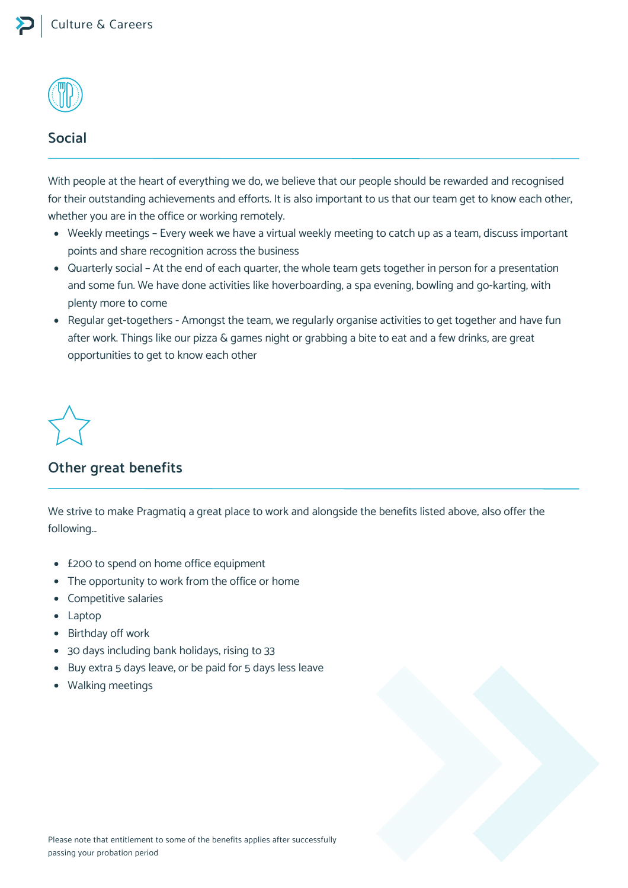## Social

With people at the heart of everything we do, we believe that our people should be rewarded and recognised for their outstanding achievements and efforts. It is also important to us that our team get to know each other, whether you are in the office or working remotely.

- Weekly meetings – Every week we have a virtual weekly meeting to catch up as a team, discuss important points and share recognition across the business
- Quarterly social – At the end of each quarter, the whole team gets together in person for a presentation and some fun. We have done activities like hoverboarding, a spa evening, bowling and go-karting, with plenty more to come
- Regular get-togethers - Amongst the team, we regularly organise activities to get together and have fun after work. Things like our pizza & games night or grabbing a bite to eat and a few drinks, are great opportunities to get to know each other

## Other great benefits

We strive to make Pragmatiq a great place to work and alongside the benefits listed above, also offer the following...

- £200 to spend on home office equipment
- The opportunity to work from the office or home
- Competitive salaries
- Laptop
- Birthday off work
- 30 days including bank holidays, rising to 33
- Buy extra 5 days leave, or be paid for 5 days less leave
- Walking meetings

Please note that entitlement to some of the benefits applies after successfully passing your probation period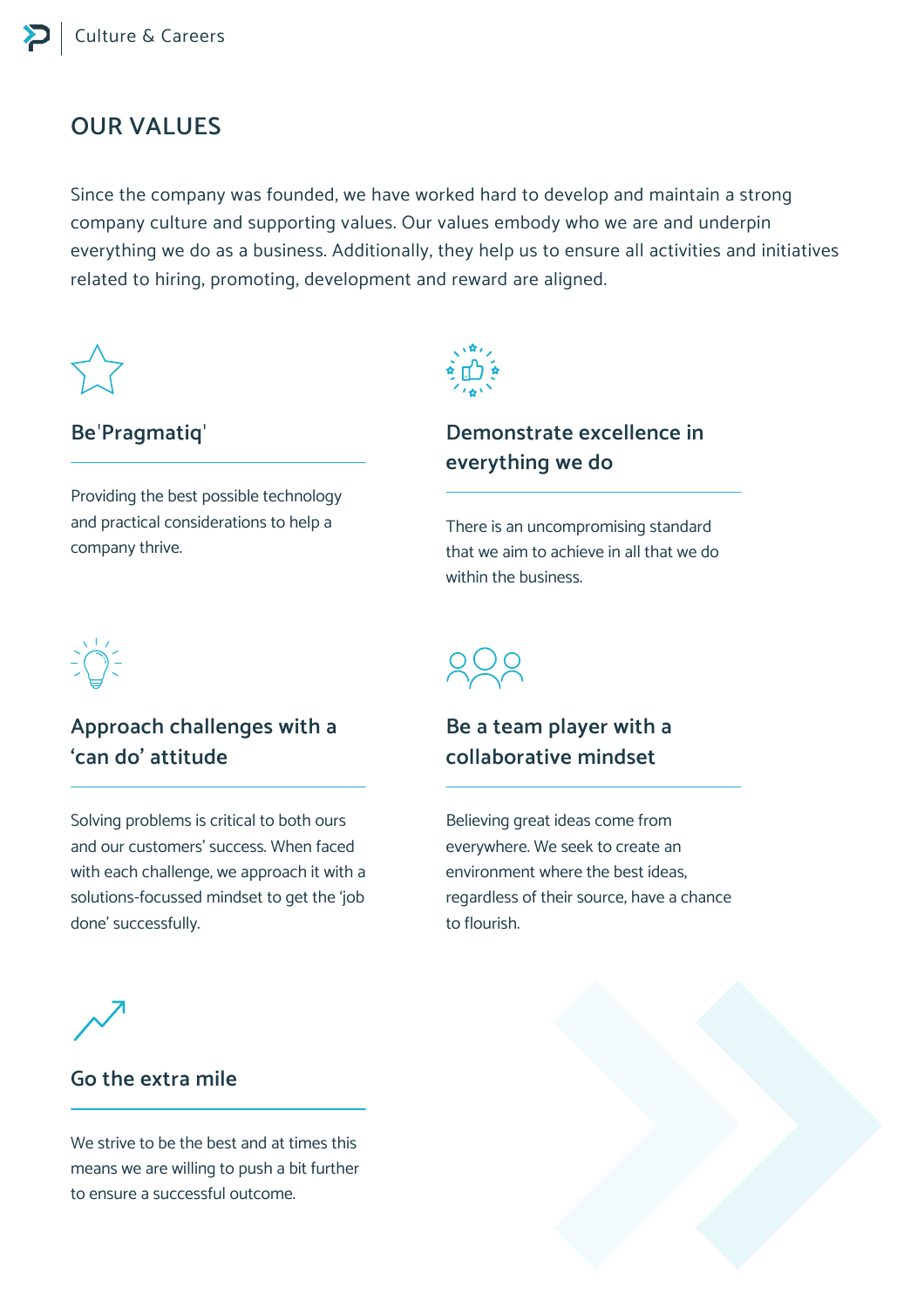## OUR VALUES

Since the company was founded, we have worked hard to develop and maintain a strong company culture and supporting values. Our values embody who we are and underpin everything we do as a business. Additionally, they help us to ensure all activities and initiatives related to hiring, promoting, development and reward are aligned.

### Be'Pragmatiq'

Providing the best possible technology and practical considerations to help a company thrive.

### Demonstrate excellence in everything we do

There is an uncompromising standard that we aim to achieve in all that we do within the business.

### Approach challenges with a 'can do' attitude

Solving problems is critical to both ours and our customers' success. When faced with each challenge, we approach it with a solutions-focussed mindset to get the 'job done' successfully.

### Be a team player with a collaborative mindset

Believing great ideas come from everywhere. We seek to create an environment where the best ideas, regardless of their source, have a chance to flourish.

### Go the extra mile

We strive to be the best and at times this means we are willing to push a bit further to ensure a successful outcome.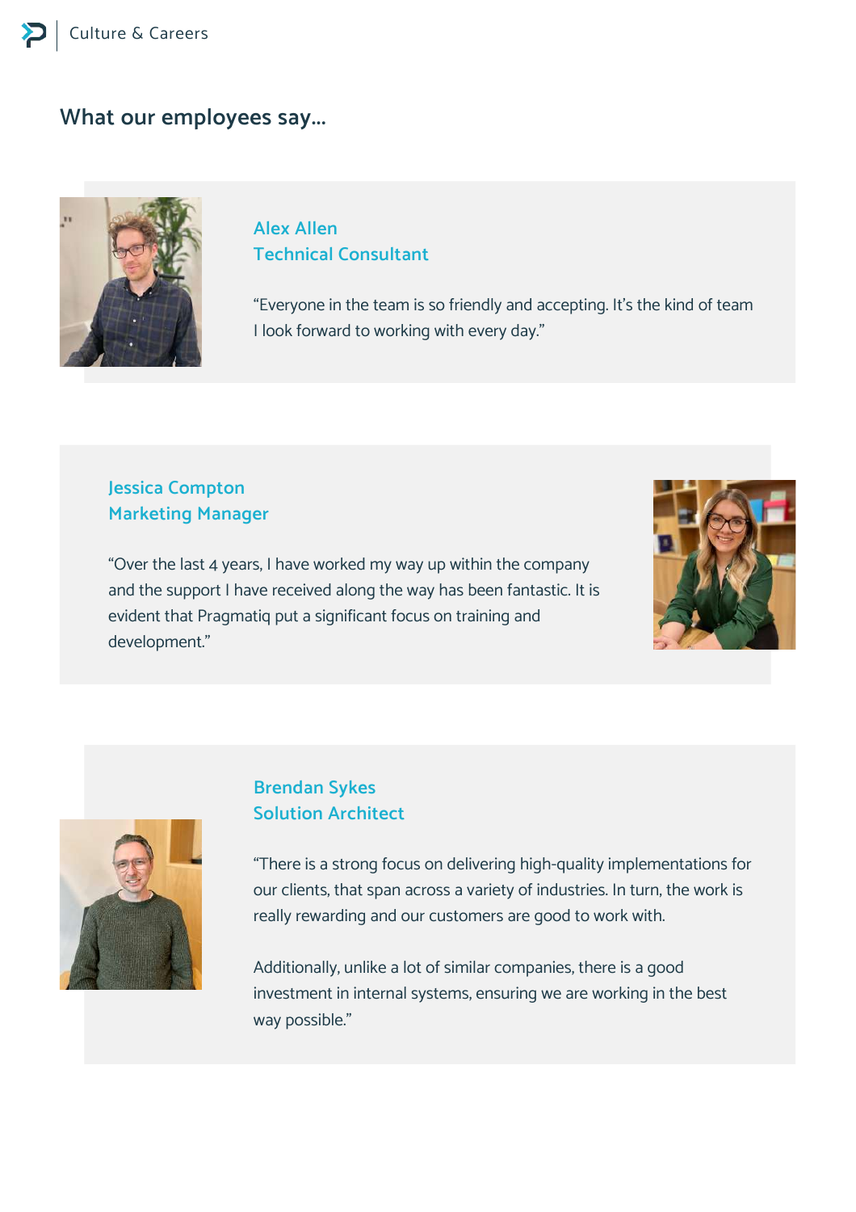## What our employees say...

**Alex Allen**
**Technical Consultant**

"Everyone in the team is so friendly and accepting. It's the kind of team I look forward to working with every day."

**Jessica Compton**
**Marketing Manager**

"Over the last 4 years, I have worked my way up within the company and the support I have received along the way has been fantastic. It is evident that Pragmatiq put a significant focus on training and development."

**Brendan Sykes**
**Solution Architect**

"There is a strong focus on delivering high-quality implementations for our clients, that span across a variety of industries. In turn, the work is really rewarding and our customers are good to work with.

Additionally, unlike a lot of similar companies, there is a good investment in internal systems, ensuring we are working in the best way possible."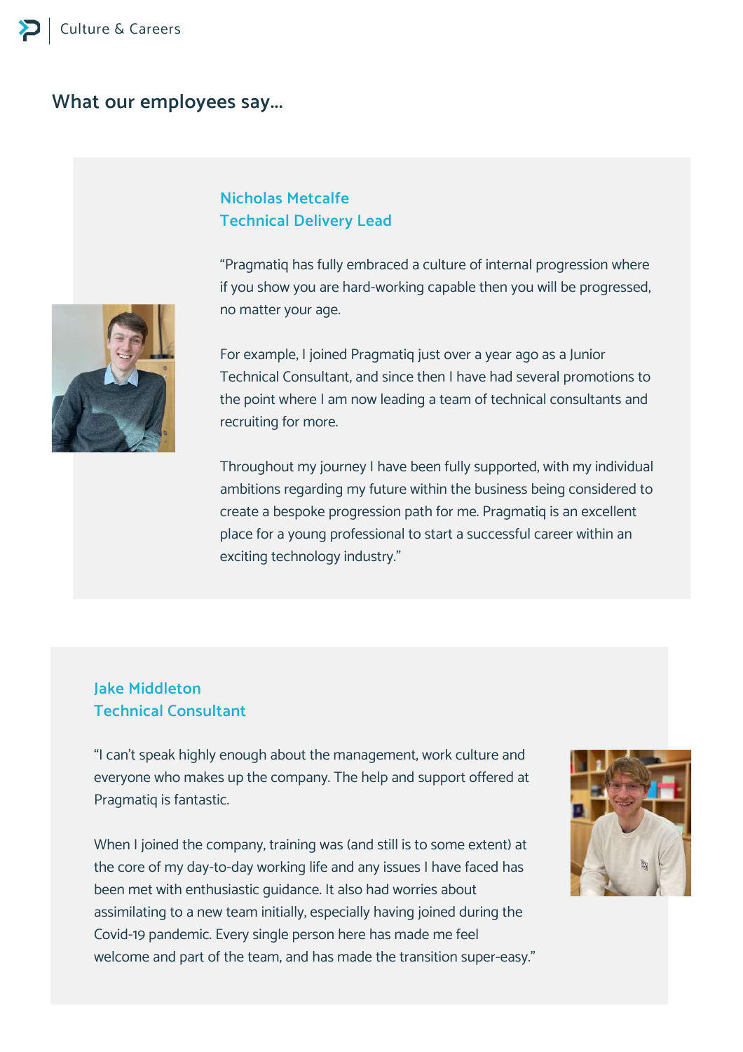## What our employees say...

### Nicholas Metcalfe
### Technical Delivery Lead

"Pragmatiq has fully embraced a culture of internal progression where if you show you are hard-working capable then you will be progressed, no matter your age.

For example, I joined Pragmatiq just over a year ago as a Junior Technical Consultant, and since then I have had several promotions to the point where I am now leading a team of technical consultants and recruiting for more.

Throughout my journey I have been fully supported, with my individual ambitions regarding my future within the business being considered to create a bespoke progression path for me. Pragmatiq is an excellent place for a young professional to start a successful career within an exciting technology industry."

### Jake Middleton
### Technical Consultant

"I can't speak highly enough about the management, work culture and everyone who makes up the company. The help and support offered at Pragmatiq is fantastic.

When I joined the company, training was (and still is to some extent) at the core of my day-to-day working life and any issues I have faced has been met with enthusiastic guidance. It also had worries about assimilating to a new team initially, especially having joined during the Covid-19 pandemic. Every single person here has made me feel welcome and part of the team, and has made the transition super-easy."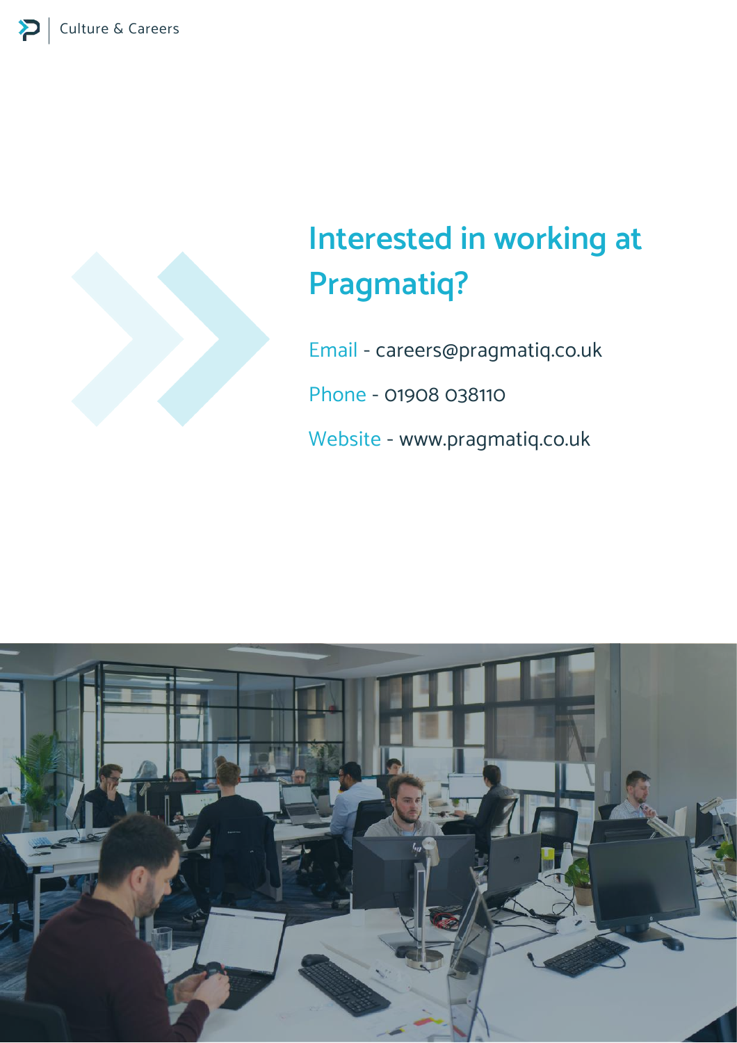## Interested in working at Pragmatiq?

Email - careers@pragmatiq.co.uk

Phone - 01908 038110

Website - www.pragmatiq.co.uk